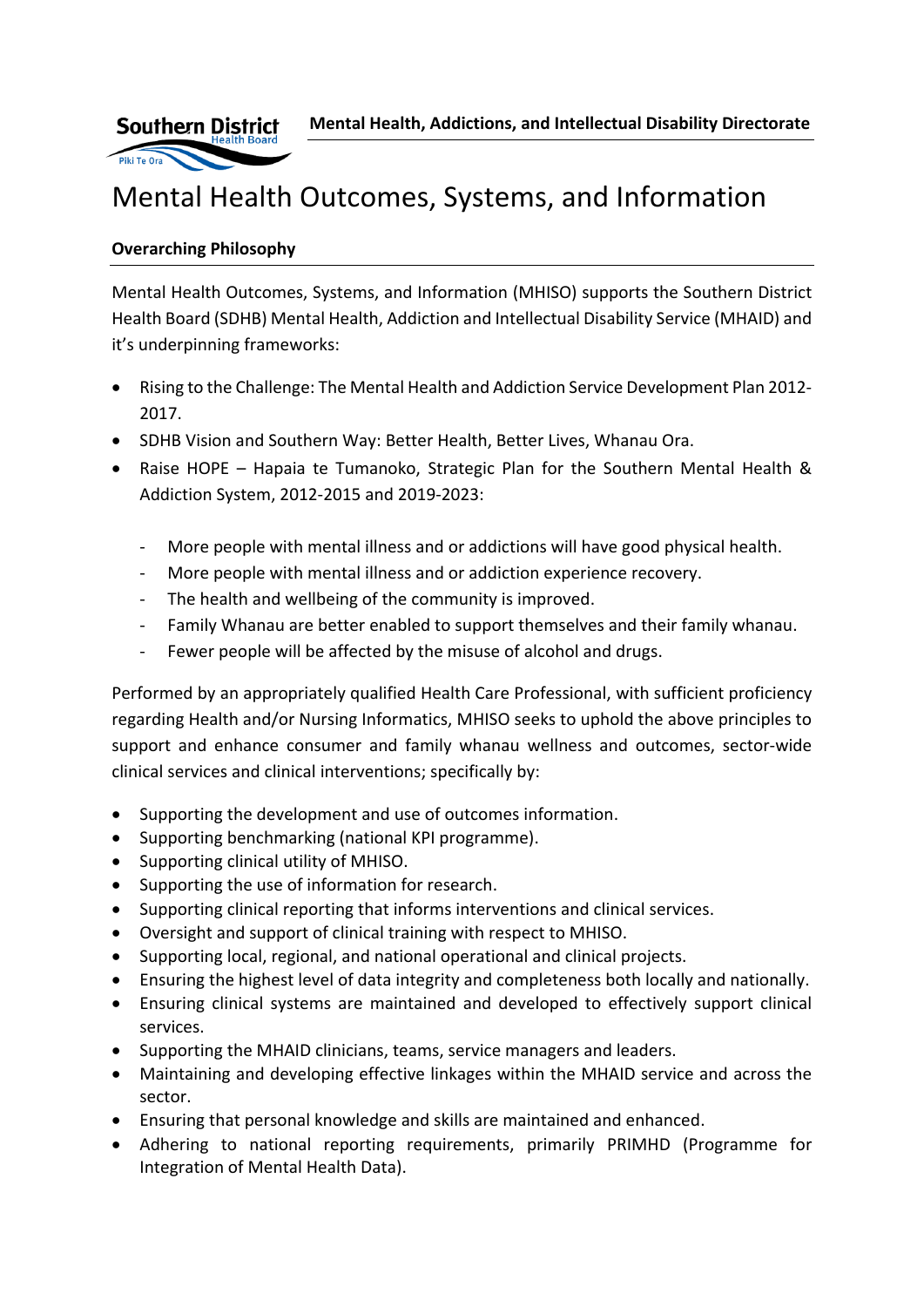Mental Health, Addictions, and Intellectual Disability Directorate

# Mental Health Outcomes, Systems, and Information

## Overarching Philosophy

Mental Health Outcomes, Systems, and Information (MHISO) supports the Southern District Health Board (SDHB) Mental Health, Addiction and Intellectual Disability Service (MHAID) and it's underpinning frameworks:

- Rising to the Challenge: The Mental Health and Addiction Service Development Plan 2012-2017.
- SDHB Vision and Southern Way: Better Health, Better Lives, Whanau Ora.
- Raise HOPE – Hapaia te Tumanoko, Strategic Plan for the Southern Mental Health & Addiction System, 2012-2015 and 2019-2023:
  - More people with mental illness and or addictions will have good physical health.
  - More people with mental illness and or addiction experience recovery.
  - The health and wellbeing of the community is improved.
  - Family Whanau are better enabled to support themselves and their family whanau.
  - Fewer people will be affected by the misuse of alcohol and drugs.

Performed by an appropriately qualified Health Care Professional, with sufficient proficiency regarding Health and/or Nursing Informatics, MHISO seeks to uphold the above principles to support and enhance consumer and family whanau wellness and outcomes, sector-wide clinical services and clinical interventions; specifically by:

- Supporting the development and use of outcomes information.
- Supporting benchmarking (national KPI programme).
- Supporting clinical utility of MHISO.
- Supporting the use of information for research.
- Supporting clinical reporting that informs interventions and clinical services.
- Oversight and support of clinical training with respect to MHISO.
- Supporting local, regional, and national operational and clinical projects.
- Ensuring the highest level of data integrity and completeness both locally and nationally.
- Ensuring clinical systems are maintained and developed to effectively support clinical services.
- Supporting the MHAID clinicians, teams, service managers and leaders.
- Maintaining and developing effective linkages within the MHAID service and across the sector.
- Ensuring that personal knowledge and skills are maintained and enhanced.
- Adhering to national reporting requirements, primarily PRIMHD (Programme for Integration of Mental Health Data).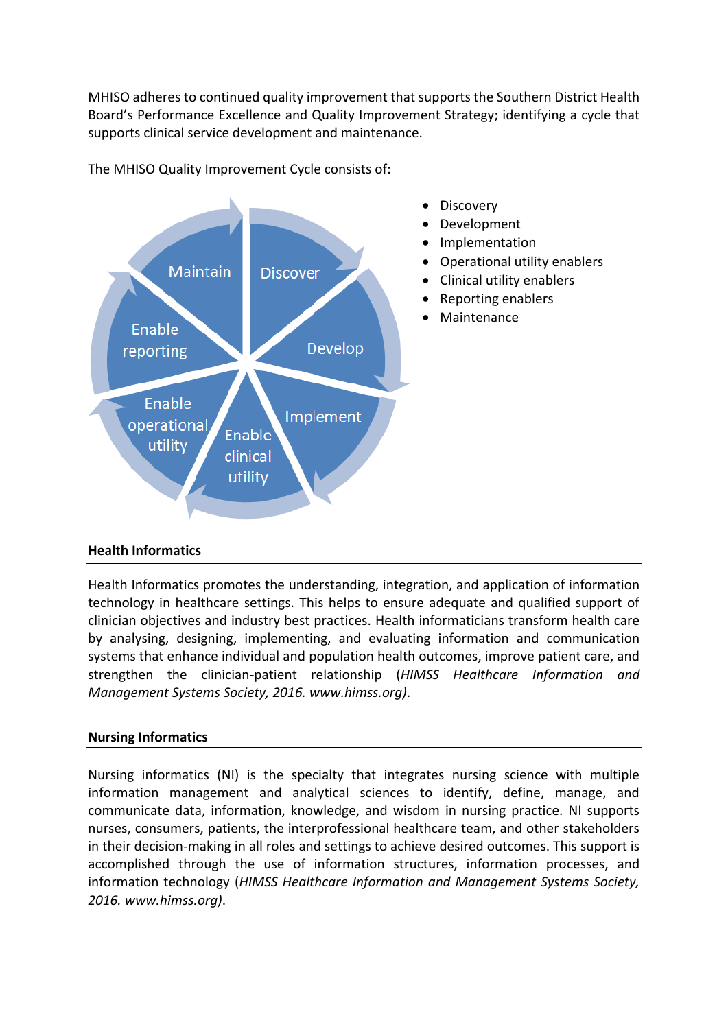MHISO adheres to continued quality improvement that supports the Southern District Health Board's Performance Excellence and Quality Improvement Strategy; identifying a cycle that supports clinical service development and maintenance.

The MHISO Quality Improvement Cycle consists of:

- Discovery
- Development
- Implementation
- Operational utility enablers
- Clinical utility enablers
- Reporting enablers
- Maintenance

## Health Informatics

Health Informatics promotes the understanding, integration, and application of information technology in healthcare settings. This helps to ensure adequate and qualified support of clinician objectives and industry best practices. Health informaticians transform health care by analysing, designing, implementing, and evaluating information and communication systems that enhance individual and population health outcomes, improve patient care, and strengthen the clinician-patient relationship (*HIMSS Healthcare Information and Management Systems Society, 2016. www.himss.org)*.

## Nursing Informatics

Nursing informatics (NI) is the specialty that integrates nursing science with multiple information management and analytical sciences to identify, define, manage, and communicate data, information, knowledge, and wisdom in nursing practice. NI supports nurses, consumers, patients, the interprofessional healthcare team, and other stakeholders in their decision-making in all roles and settings to achieve desired outcomes. This support is accomplished through the use of information structures, information processes, and information technology (*HIMSS Healthcare Information and Management Systems Society, 2016. www.himss.org)*.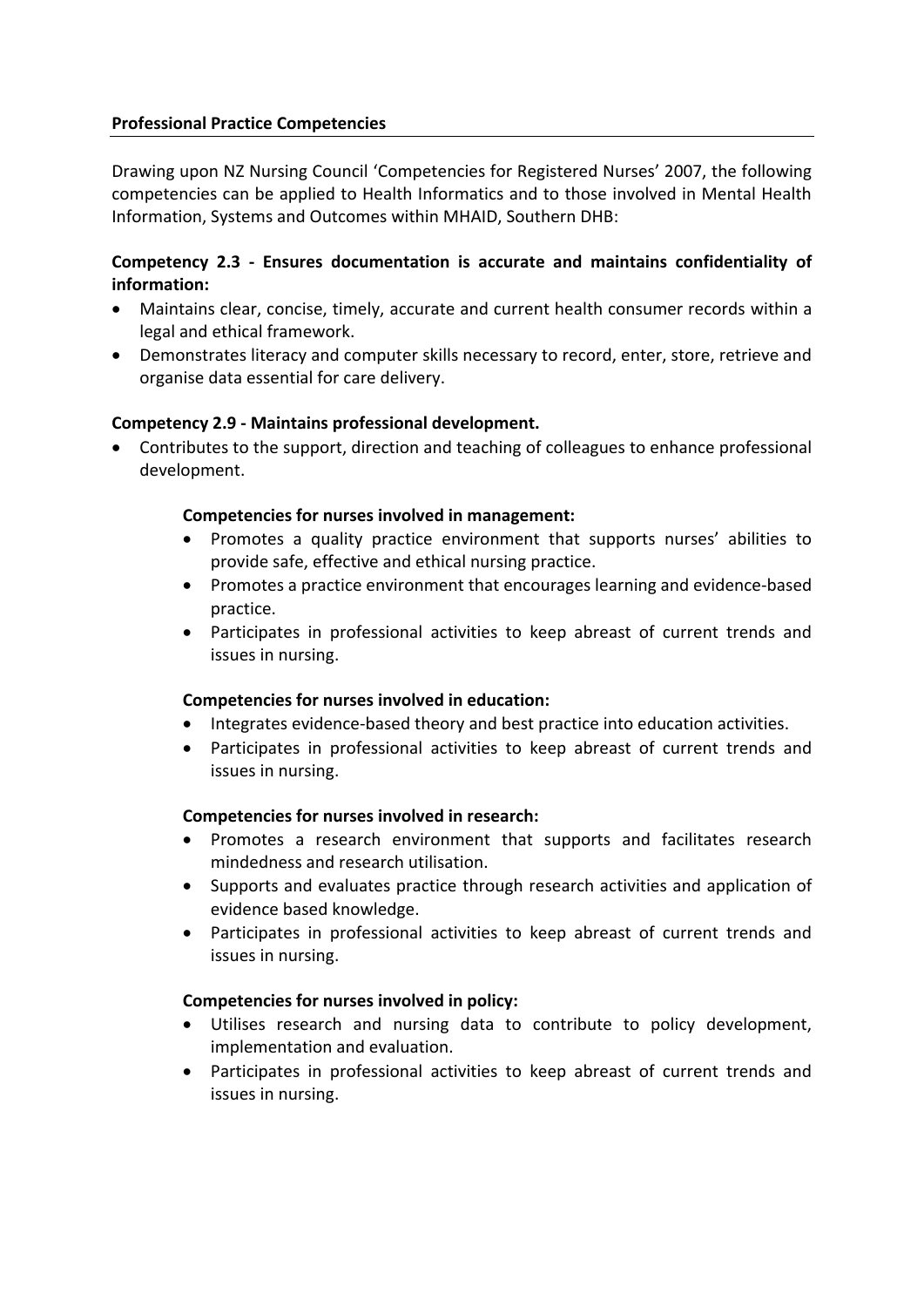## Professional Practice Competencies

Drawing upon NZ Nursing Council 'Competencies for Registered Nurses' 2007, the following competencies can be applied to Health Informatics and to those involved in Mental Health Information, Systems and Outcomes within MHAID, Southern DHB:

**Competency 2.3 - Ensures documentation is accurate and maintains confidentiality of information:**

- Maintains clear, concise, timely, accurate and current health consumer records within a legal and ethical framework.
- Demonstrates literacy and computer skills necessary to record, enter, store, retrieve and organise data essential for care delivery.

**Competency 2.9 - Maintains professional development.**

- Contributes to the support, direction and teaching of colleagues to enhance professional development.

**Competencies for nurses involved in management:**

- Promotes a quality practice environment that supports nurses' abilities to provide safe, effective and ethical nursing practice.
- Promotes a practice environment that encourages learning and evidence-based practice.
- Participates in professional activities to keep abreast of current trends and issues in nursing.

**Competencies for nurses involved in education:**

- Integrates evidence-based theory and best practice into education activities.
- Participates in professional activities to keep abreast of current trends and issues in nursing.

**Competencies for nurses involved in research:**

- Promotes a research environment that supports and facilitates research mindedness and research utilisation.
- Supports and evaluates practice through research activities and application of evidence based knowledge.
- Participates in professional activities to keep abreast of current trends and issues in nursing.

**Competencies for nurses involved in policy:**

- Utilises research and nursing data to contribute to policy development, implementation and evaluation.
- Participates in professional activities to keep abreast of current trends and issues in nursing.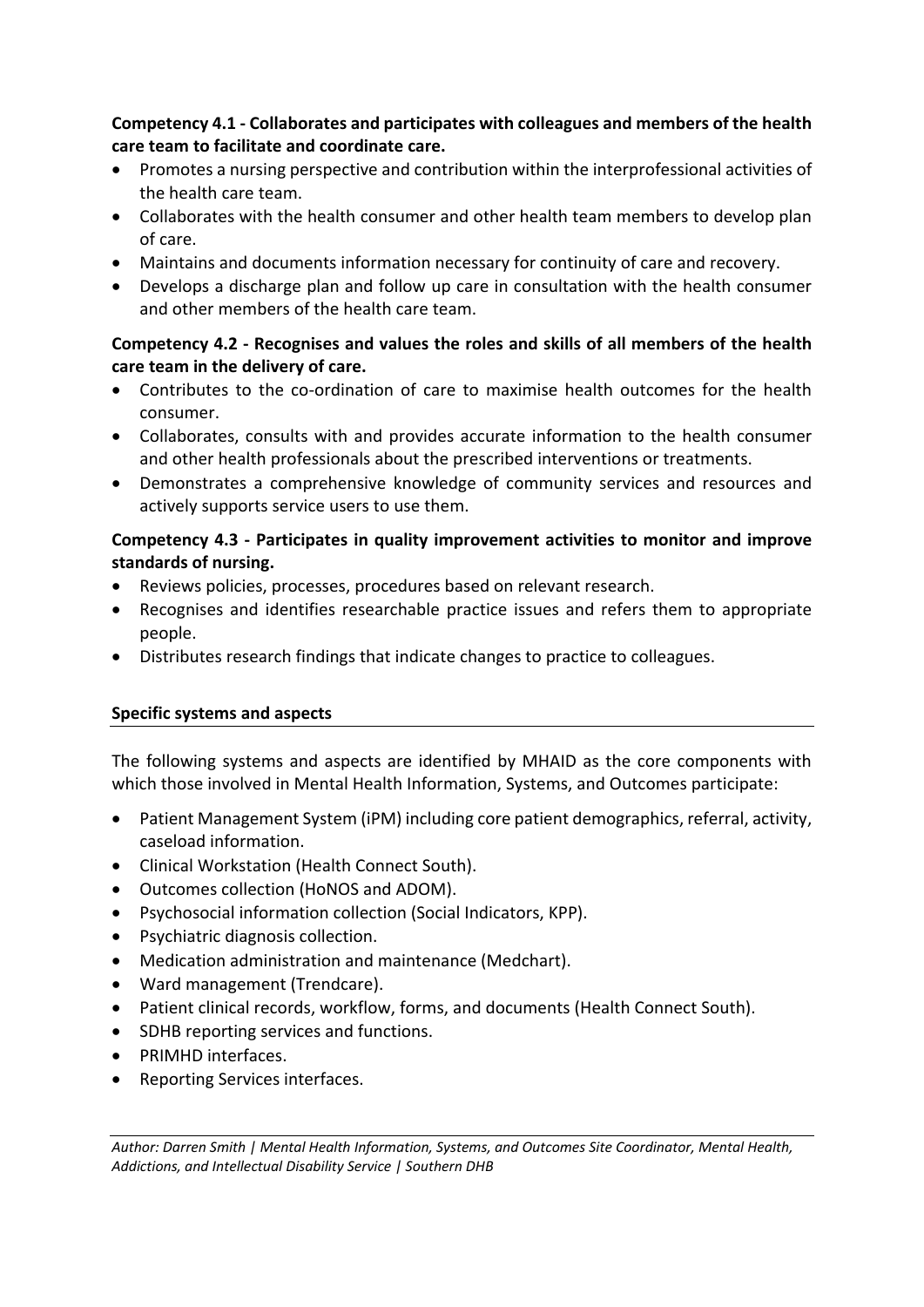**Competency 4.1 - Collaborates and participates with colleagues and members of the health care team to facilitate and coordinate care.**

- Promotes a nursing perspective and contribution within the interprofessional activities of the health care team.
- Collaborates with the health consumer and other health team members to develop plan of care.
- Maintains and documents information necessary for continuity of care and recovery.
- Develops a discharge plan and follow up care in consultation with the health consumer and other members of the health care team.

**Competency 4.2 - Recognises and values the roles and skills of all members of the health care team in the delivery of care.**

- Contributes to the co-ordination of care to maximise health outcomes for the health consumer.
- Collaborates, consults with and provides accurate information to the health consumer and other health professionals about the prescribed interventions or treatments.
- Demonstrates a comprehensive knowledge of community services and resources and actively supports service users to use them.

**Competency 4.3 - Participates in quality improvement activities to monitor and improve standards of nursing.**

- Reviews policies, processes, procedures based on relevant research.
- Recognises and identifies researchable practice issues and refers them to appropriate people.
- Distributes research findings that indicate changes to practice to colleagues.

## Specific systems and aspects

The following systems and aspects are identified by MHAID as the core components with which those involved in Mental Health Information, Systems, and Outcomes participate:

- Patient Management System (iPM) including core patient demographics, referral, activity, caseload information.
- Clinical Workstation (Health Connect South).
- Outcomes collection (HoNOS and ADOM).
- Psychosocial information collection (Social Indicators, KPP).
- Psychiatric diagnosis collection.
- Medication administration and maintenance (Medchart).
- Ward management (Trendcare).
- Patient clinical records, workflow, forms, and documents (Health Connect South).
- SDHB reporting services and functions.
- PRIMHD interfaces.
- Reporting Services interfaces.

*Author: Darren Smith | Mental Health Information, Systems, and Outcomes Site Coordinator, Mental Health, Addictions, and Intellectual Disability Service | Southern DHB*